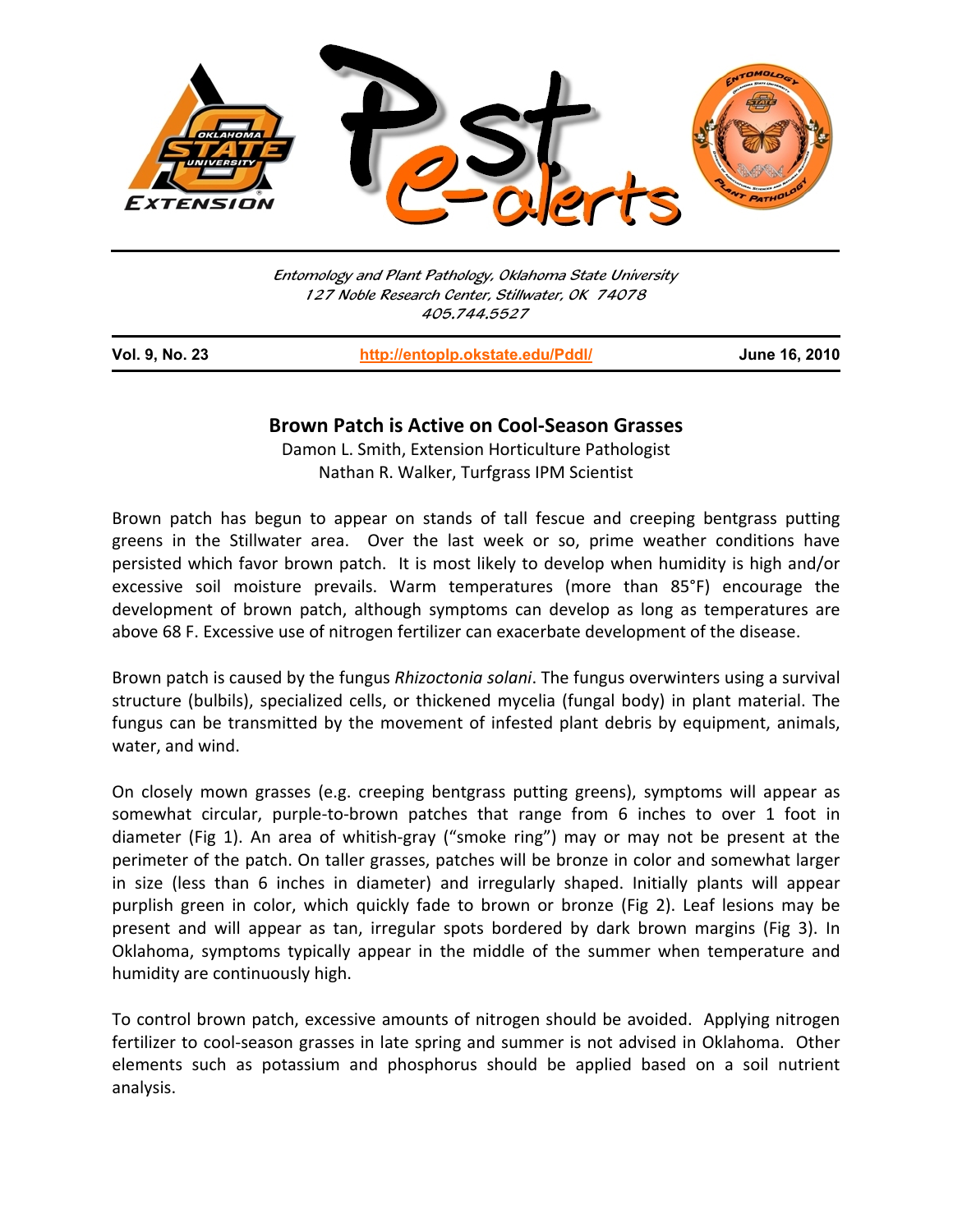Entomology and Plant Pathology, Oklahoma State University
127 Noble Research Center, Stillwater, OK 74078
405.744.5527

**Vol. 9, No. 23** | **http://entoplp.okstate.edu/Pddl/** | **June 16, 2010**

## Brown Patch is Active on Cool-Season Grasses

Damon L. Smith, Extension Horticulture Pathologist
Nathan R. Walker, Turfgrass IPM Scientist

Brown patch has begun to appear on stands of tall fescue and creeping bentgrass putting greens in the Stillwater area. Over the last week or so, prime weather conditions have persisted which favor brown patch. It is most likely to develop when humidity is high and/or excessive soil moisture prevails. Warm temperatures (more than 85°F) encourage the development of brown patch, although symptoms can develop as long as temperatures are above 68 F. Excessive use of nitrogen fertilizer can exacerbate development of the disease.

Brown patch is caused by the fungus *Rhizoctonia solani*. The fungus overwinters using a survival structure (bulbils), specialized cells, or thickened mycelia (fungal body) in plant material. The fungus can be transmitted by the movement of infested plant debris by equipment, animals, water, and wind.

On closely mown grasses (e.g. creeping bentgrass putting greens), symptoms will appear as somewhat circular, purple-to-brown patches that range from 6 inches to over 1 foot in diameter (Fig 1). An area of whitish-gray ("smoke ring") may or may not be present at the perimeter of the patch. On taller grasses, patches will be bronze in color and somewhat larger in size (less than 6 inches in diameter) and irregularly shaped. Initially plants will appear purplish green in color, which quickly fade to brown or bronze (Fig 2). Leaf lesions may be present and will appear as tan, irregular spots bordered by dark brown margins (Fig 3). In Oklahoma, symptoms typically appear in the middle of the summer when temperature and humidity are continuously high.

To control brown patch, excessive amounts of nitrogen should be avoided. Applying nitrogen fertilizer to cool-season grasses in late spring and summer is not advised in Oklahoma. Other elements such as potassium and phosphorus should be applied based on a soil nutrient analysis.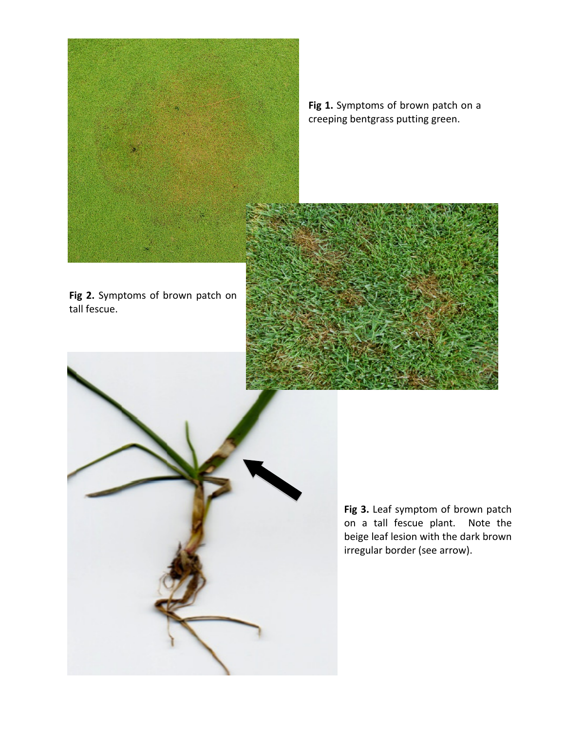**Fig 1.** Symptoms of brown patch on a creeping bentgrass putting green.

**Fig 2.** Symptoms of brown patch on tall fescue.

**Fig 3.** Leaf symptom of brown patch on a tall fescue plant. Note the beige leaf lesion with the dark brown irregular border (see arrow).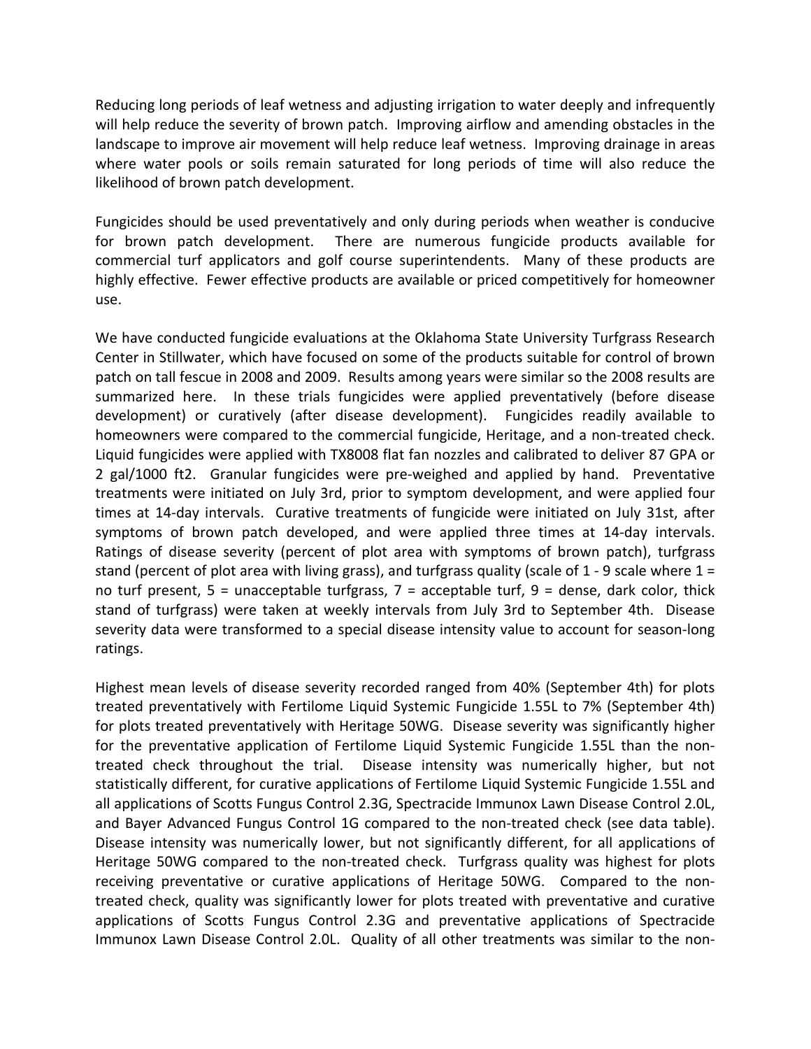Reducing long periods of leaf wetness and adjusting irrigation to water deeply and infrequently will help reduce the severity of brown patch. Improving airflow and amending obstacles in the landscape to improve air movement will help reduce leaf wetness. Improving drainage in areas where water pools or soils remain saturated for long periods of time will also reduce the likelihood of brown patch development.

Fungicides should be used preventatively and only during periods when weather is conducive for brown patch development. There are numerous fungicide products available for commercial turf applicators and golf course superintendents. Many of these products are highly effective. Fewer effective products are available or priced competitively for homeowner use.

We have conducted fungicide evaluations at the Oklahoma State University Turfgrass Research Center in Stillwater, which have focused on some of the products suitable for control of brown patch on tall fescue in 2008 and 2009. Results among years were similar so the 2008 results are summarized here. In these trials fungicides were applied preventatively (before disease development) or curatively (after disease development). Fungicides readily available to homeowners were compared to the commercial fungicide, Heritage, and a non-treated check. Liquid fungicides were applied with TX8008 flat fan nozzles and calibrated to deliver 87 GPA or 2 gal/1000 ft2. Granular fungicides were pre-weighed and applied by hand. Preventative treatments were initiated on July 3rd, prior to symptom development, and were applied four times at 14-day intervals. Curative treatments of fungicide were initiated on July 31st, after symptoms of brown patch developed, and were applied three times at 14-day intervals. Ratings of disease severity (percent of plot area with symptoms of brown patch), turfgrass stand (percent of plot area with living grass), and turfgrass quality (scale of 1 - 9 scale where 1 = no turf present, 5 = unacceptable turfgrass, 7 = acceptable turf, 9 = dense, dark color, thick stand of turfgrass) were taken at weekly intervals from July 3rd to September 4th. Disease severity data were transformed to a special disease intensity value to account for season-long ratings.

Highest mean levels of disease severity recorded ranged from 40% (September 4th) for plots treated preventatively with Fertilome Liquid Systemic Fungicide 1.55L to 7% (September 4th) for plots treated preventatively with Heritage 50WG. Disease severity was significantly higher for the preventative application of Fertilome Liquid Systemic Fungicide 1.55L than the non-treated check throughout the trial. Disease intensity was numerically higher, but not statistically different, for curative applications of Fertilome Liquid Systemic Fungicide 1.55L and all applications of Scotts Fungus Control 2.3G, Spectracide Immunox Lawn Disease Control 2.0L, and Bayer Advanced Fungus Control 1G compared to the non-treated check (see data table). Disease intensity was numerically lower, but not significantly different, for all applications of Heritage 50WG compared to the non-treated check. Turfgrass quality was highest for plots receiving preventative or curative applications of Heritage 50WG. Compared to the non-treated check, quality was significantly lower for plots treated with preventative and curative applications of Scotts Fungus Control 2.3G and preventative applications of Spectracide Immunox Lawn Disease Control 2.0L. Quality of all other treatments was similar to the non-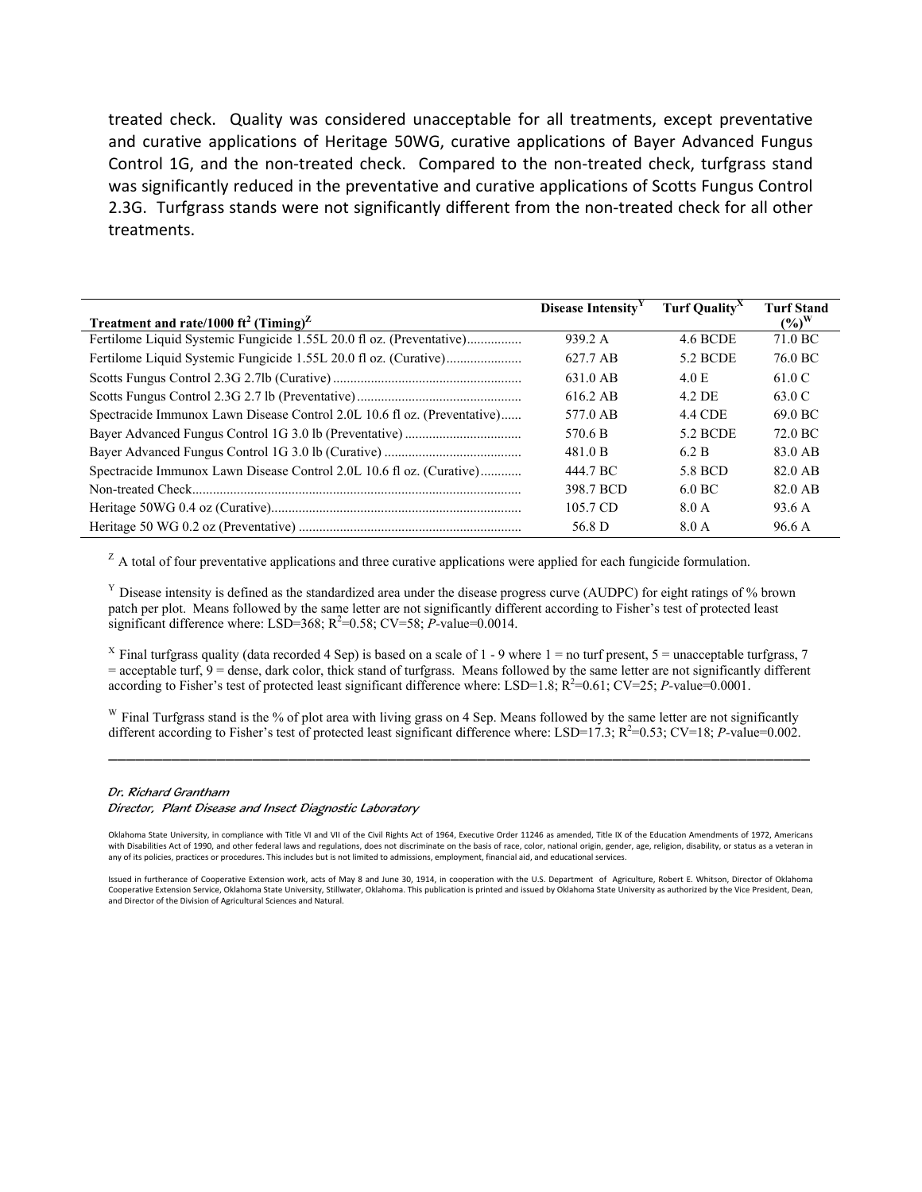treated check. Quality was considered unacceptable for all treatments, except preventative and curative applications of Heritage 50WG, curative applications of Bayer Advanced Fungus Control 1G, and the non-treated check. Compared to the non-treated check, turfgrass stand was significantly reduced in the preventative and curative applications of Scotts Fungus Control 2.3G. Turfgrass stands were not significantly different from the non-treated check for all other treatments.

| Treatment and rate/1000 ft$^2$ (Timing)$^Z$ | Disease Intensity$^Y$ | Turf Quality$^X$ | Turf Stand (%)$^W$ |
|---|---|---|---|
| Fertilome Liquid Systemic Fungicide 1.55L 20.0 fl oz. (Preventative) | 939.2 A | 4.6 BCDE | 71.0 BC |
| Fertilome Liquid Systemic Fungicide 1.55L 20.0 fl oz. (Curative) | 627.7 AB | 5.2 BCDE | 76.0 BC |
| Scotts Fungus Control 2.3G 2.7lb (Curative) | 631.0 AB | 4.0 E | 61.0 C |
| Scotts Fungus Control 2.3G 2.7 lb (Preventative) | 616.2 AB | 4.2 DE | 63.0 C |
| Spectracide Immunox Lawn Disease Control 2.0L 10.6 fl oz. (Preventative) | 577.0 AB | 4.4 CDE | 69.0 BC |
| Bayer Advanced Fungus Control 1G 3.0 lb (Preventative) | 570.6 B | 5.2 BCDE | 72.0 BC |
| Bayer Advanced Fungus Control 1G 3.0 lb (Curative) | 481.0 B | 6.2 B | 83.0 AB |
| Spectracide Immunox Lawn Disease Control 2.0L 10.6 fl oz. (Curative) | 444.7 BC | 5.8 BCD | 82.0 AB |
| Non-treated Check | 398.7 BCD | 6.0 BC | 82.0 AB |
| Heritage 50WG 0.4 oz (Curative) | 105.7 CD | 8.0 A | 93.6 A |
| Heritage 50 WG 0.2 oz (Preventative) | 56.8 D | 8.0 A | 96.6 A |

$^Z$ A total of four preventative applications and three curative applications were applied for each fungicide formulation.

$^Y$ Disease intensity is defined as the standardized area under the disease progress curve (AUDPC) for eight ratings of % brown patch per plot. Means followed by the same letter are not significantly different according to Fisher's test of protected least significant difference where: LSD=368; $R^2$=0.58; CV=58; *P*-value=0.0014.

$^X$ Final turfgrass quality (data recorded 4 Sep) is based on a scale of 1 - 9 where 1 = no turf present, 5 = unacceptable turfgrass, 7 = acceptable turf, 9 = dense, dark color, thick stand of turfgrass. Means followed by the same letter are not significantly different according to Fisher's test of protected least significant difference where: LSD=1.8; $R^2$=0.61; CV=25; *P*-value=0.0001.

$^W$ Final Turfgrass stand is the % of plot area with living grass on 4 Sep. Means followed by the same letter are not significantly different according to Fisher's test of protected least significant difference where: LSD=17.3; $R^2$=0.53; CV=18; *P*-value=0.002.

---

*Dr. Richard Grantham*
*Director, Plant Disease and Insect Diagnostic Laboratory*

Oklahoma State University, in compliance with Title VI and VII of the Civil Rights Act of 1964, Executive Order 11246 as amended, Title IX of the Education Amendments of 1972, Americans with Disabilities Act of 1990, and other federal laws and regulations, does not discriminate on the basis of race, color, national origin, gender, age, religion, disability, or status as a veteran in any of its policies, practices or procedures. This includes but is not limited to admissions, employment, financial aid, and educational services.

Issued in furtherance of Cooperative Extension work, acts of May 8 and June 30, 1914, in cooperation with the U.S. Department of Agriculture, Robert E. Whitson, Director of Oklahoma Cooperative Extension Service, Oklahoma State University, Stillwater, Oklahoma. This publication is printed and issued by Oklahoma State University as authorized by the Vice President, Dean, and Director of the Division of Agricultural Sciences and Natural.